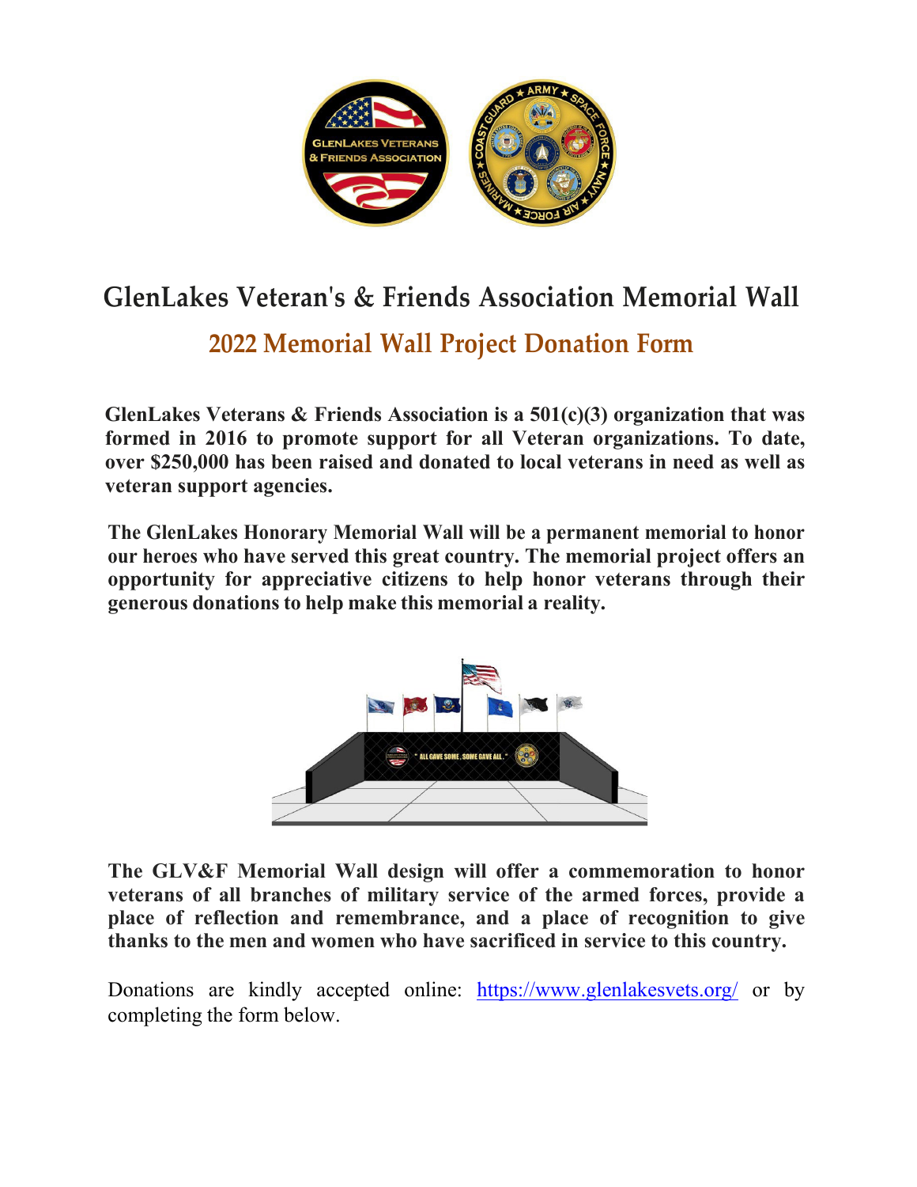# GlenLakes Veteran's & Friends Association Memorial Wall

## 2022 Memorial Wall Project Donation Form

**GlenLakes Veterans & Friends Association is a 501(c)(3) organization that was formed in 2016 to promote support for all Veteran organizations. To date, over $250,000 has been raised and donated to local veterans in need as well as veteran support agencies.**

**The GlenLakes Honorary Memorial Wall will be a permanent memorial to honor our heroes who have served this great country. The memorial project offers an opportunity for appreciative citizens to help honor veterans through their generous donations to help make this memorial a reality.**

**The GLV&F Memorial Wall design will offer a commemoration to honor veterans of all branches of military service of the armed forces, provide a place of reflection and remembrance, and a place of recognition to give thanks to the men and women who have sacrificed in service to this country.**

Donations are kindly accepted online: [https://www.glenlakesvets.org/](https://www.glenlakesvets.org/) or by completing the form below.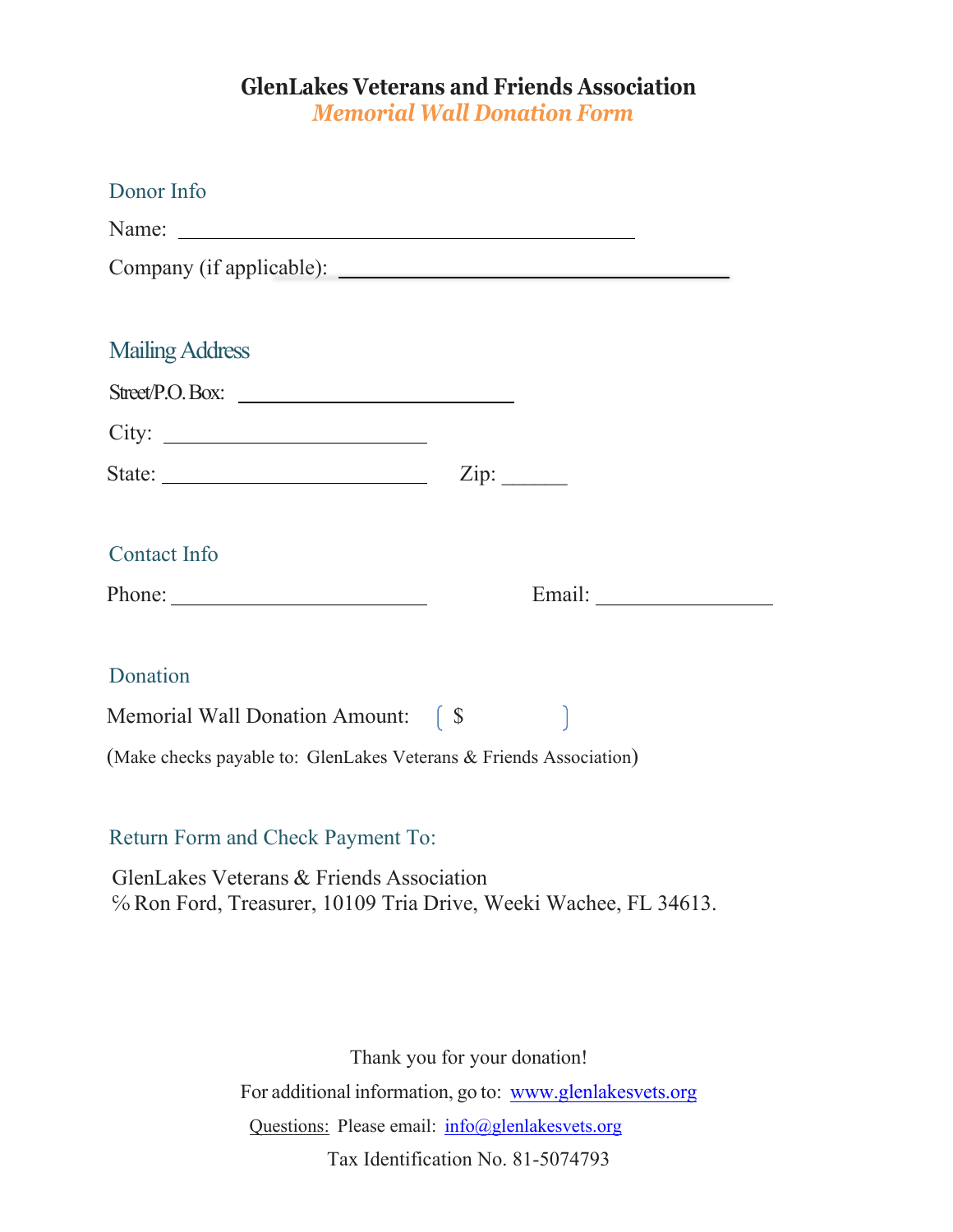# GlenLakes Veterans and Friends Association

## *Memorial Wall Donation Form*

### Donor Info

Name: ____________________________________________

Company (if applicable): ______________________________________

### Mailing Address

Street/P.O. Box: __________________________

City: ________________________

State: ________________________ Zip: ______

### Contact Info

Phone: ________________________ Email: ________________

### Donation

Memorial Wall Donation Amount: [ $ ]

(Make checks payable to: GlenLakes Veterans & Friends Association)

### Return Form and Check Payment To:

GlenLakes Veterans & Friends Association
℅ Ron Ford, Treasurer, 10109 Tria Drive, Weeki Wachee, FL 34613.

Thank you for your donation!

For additional information, go to: www.glenlakesvets.org

Questions: Please email: info@glenlakesvets.org

Tax Identification No. 81-5074793